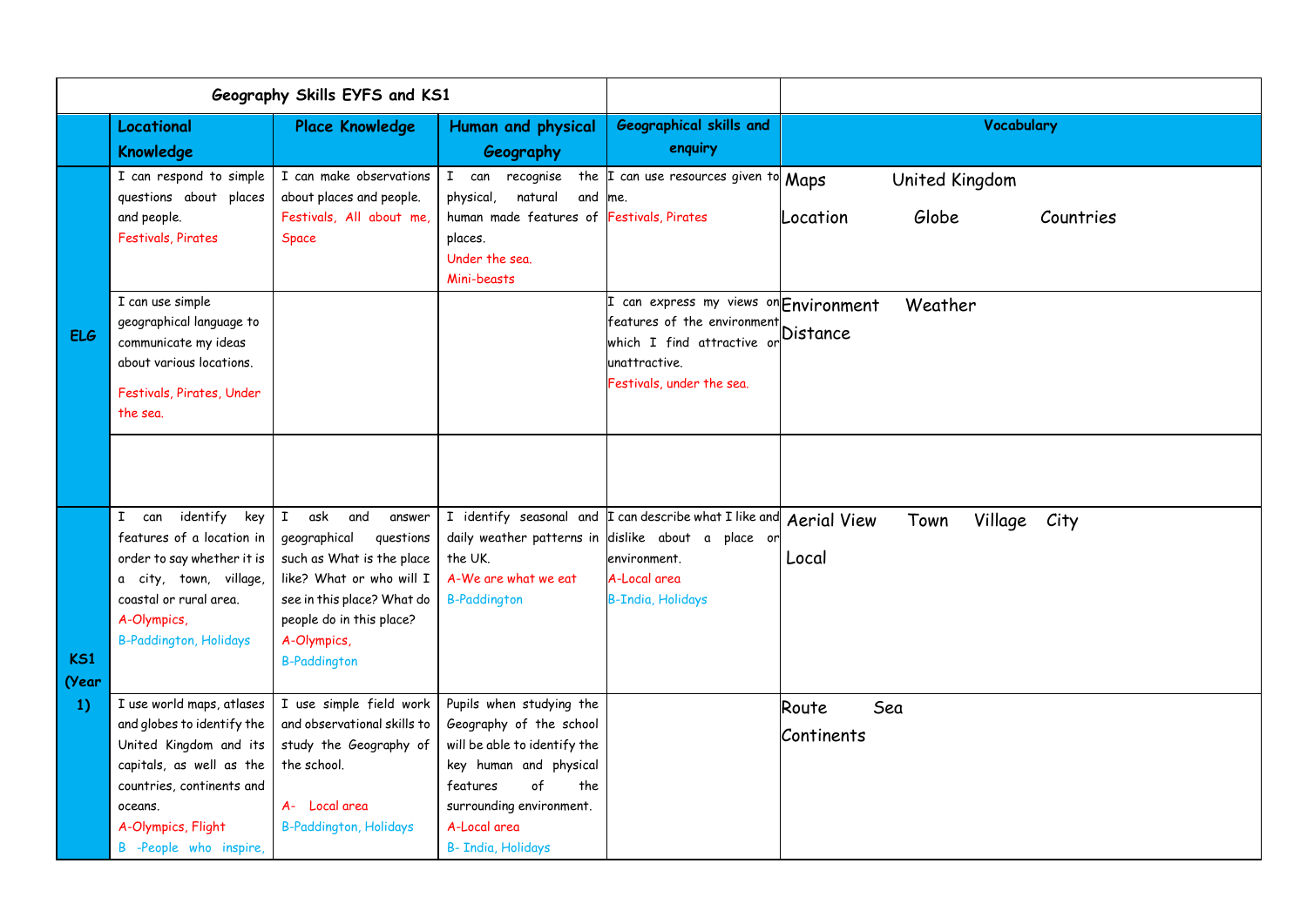| Geography Skills EYFS and KS1 | | | | | | |
|---|---|---|---|---|---|---|
| | Locational Knowledge | Place Knowledge | Human and physical Geography | Geographical skills and enquiry | Vocabulary |
| ELG | I can respond to simple questions about places and people. Festivals, Pirates | I can make observations about places and people. Festivals, All about me, Space | I can recognise the physical, natural and human made features of places. Under the sea. Mini-beasts | I can use resources given to me. Festivals, Pirates | Maps United Kingdom Location Globe Countries |
| | I can use simple geographical language to communicate my ideas about various locations. Festivals, Pirates, Under the sea. | | | I can express my views on features of the environment which I find attractive or unattractive. Festivals, under the sea. | Environment Weather Distance |
| | | | | | |
| KS1 (Year 1) | I can identify key features of a location in order to say whether it is a city, town, village, coastal or rural area. A-Olympics, B-Paddington, Holidays | I ask and answer geographical questions such as What is the place like? What or who will I see in this place? What do people do in this place? A-Olympics, B-Paddington | I identify seasonal and daily weather patterns in the UK. A-We are what we eat B-Paddington | I can describe what I like and dislike about a place or environment. A-Local area B-India, Holidays | Aerial View Town Village City Local |
| | I use world maps, atlases and globes to identify the United Kingdom and its capitals, as well as the countries, continents and oceans. A-Olympics, Flight B -People who inspire, | I use simple field work and observational skills to study the Geography of the school. A- Local area B-Paddington, Holidays | Pupils when studying the Geography of the school will be able to identify the key human and physical features of the surrounding environment. A-Local area B- India, Holidays | | Route Sea Continents |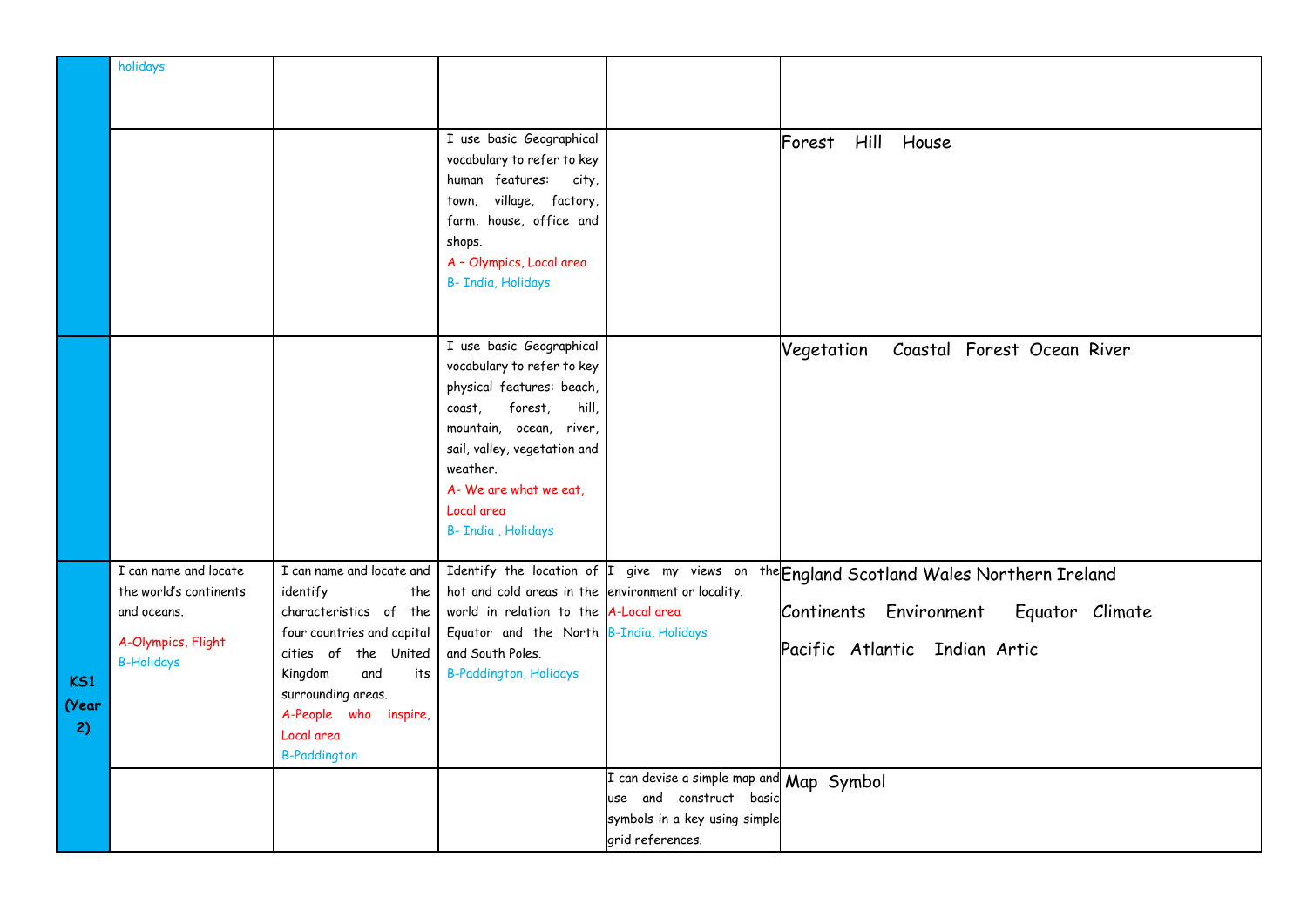| | | | | | |
|---|---|---|---|---|---|
| | holidays | | | | |
| | | | I use basic Geographical vocabulary to refer to key human features: city, town, village, factory, farm, house, office and shops.<br>A – Olympics, Local area<br>B- India, Holidays | | Forest Hill House |
| | | | I use basic Geographical vocabulary to refer to key physical features: beach, coast, forest, hill, mountain, ocean, river, sail, valley, vegetation and weather.<br>A- We are what we eat, Local area<br>B- India , Holidays | | Vegetation Coastal Forest Ocean River |
| **KS1 (Year 2)** | I can name and locate the world's continents and oceans.<br>A-Olympics, Flight<br>B-Holidays | I can name and locate and identify the characteristics of the four countries and capital cities of the United Kingdom and its surrounding areas.<br>A-People who inspire, Local area<br>B-Paddington | Identify the location of hot and cold areas in the world in relation to the Equator and the North and South Poles.<br>B-Paddington, Holidays | I give my views on the environment or locality.<br>A-Local area<br>B-India, Holidays | England Scotland Wales Northern Ireland<br>Continents Environment Equator Climate<br>Pacific Atlantic Indian Artic |
| | | | | I can devise a simple map and use and construct basic symbols in a key using simple grid references. | Map Symbol |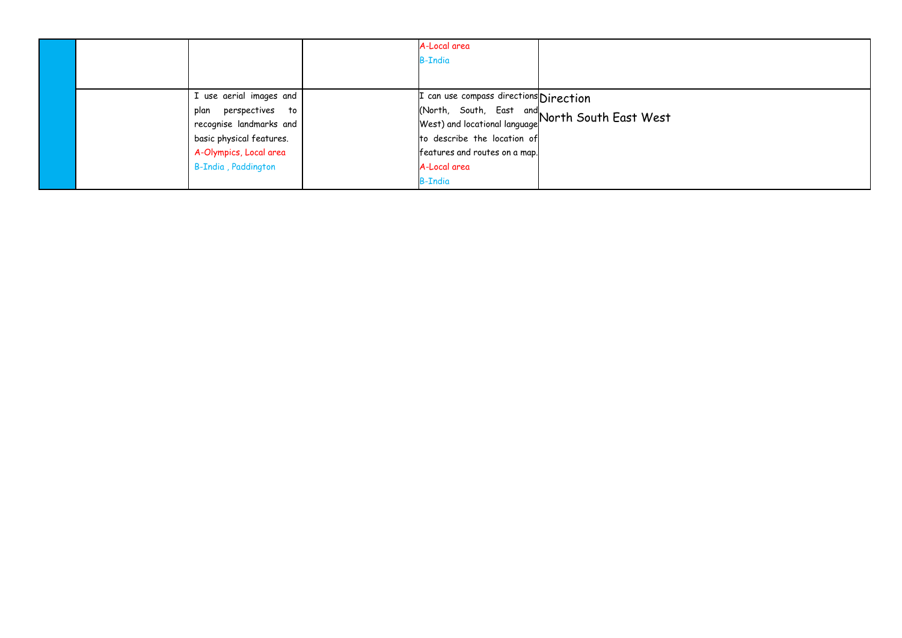| | | | | | |
|---|---|---|---|---|---|
| | | | | A-Local area<br>B-India | |
| | | I use aerial images and plan perspectives to recognise landmarks and basic physical features.<br>A-Olympics, Local area<br>B-India , Paddington | | I can use compass directions (North, South, East and West) and locational language to describe the location of features and routes on a map.<br>A-Local area<br>B-India | Direction<br>North South East West |